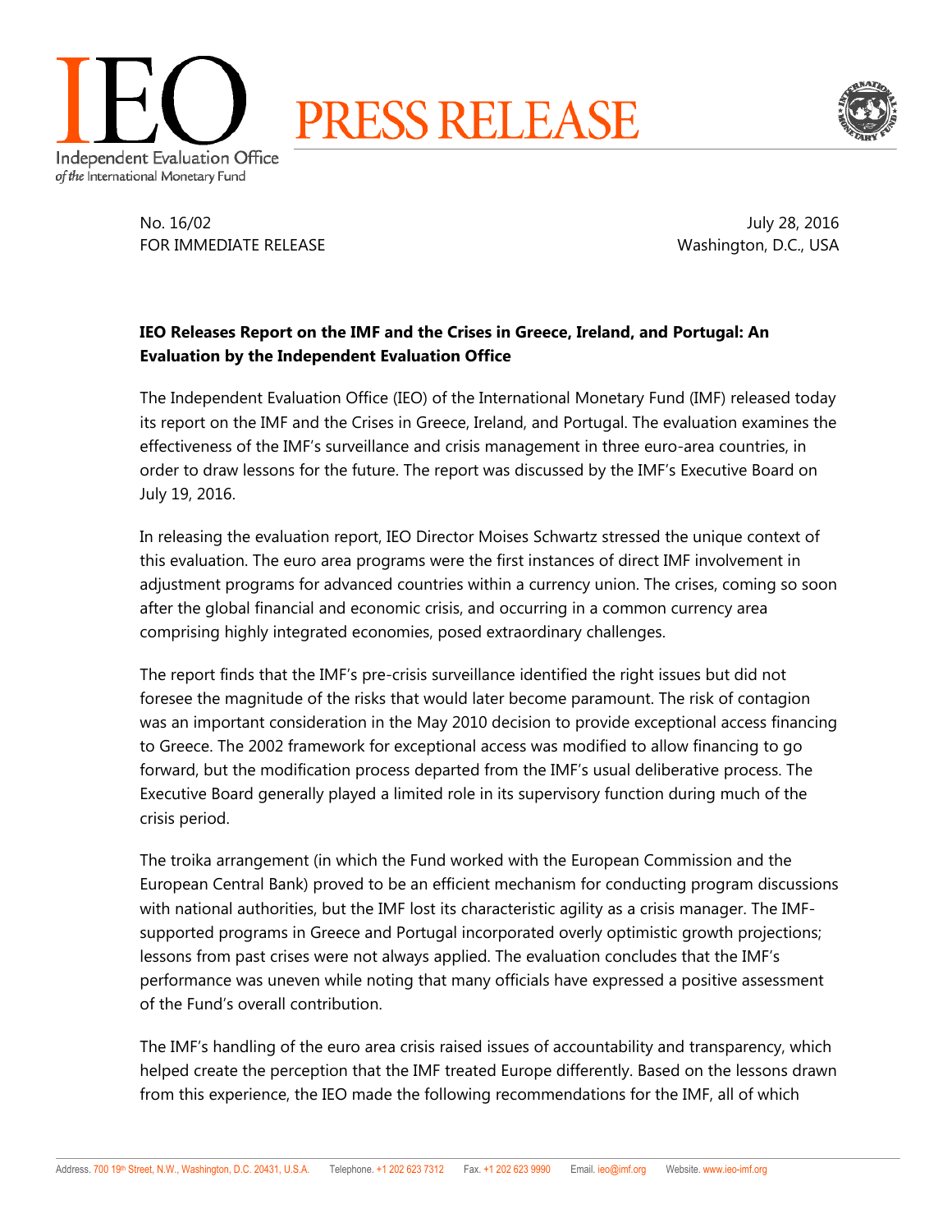IEO

Independent Evaluation Office
*of the* International Monetary Fund

# PRESS RELEASE

No. 16/02
FOR IMMEDIATE RELEASE

July 28, 2016
Washington, D.C., USA

**IEO Releases Report on the IMF and the Crises in Greece, Ireland, and Portugal: An Evaluation by the Independent Evaluation Office**

The Independent Evaluation Office (IEO) of the International Monetary Fund (IMF) released today its report on the IMF and the Crises in Greece, Ireland, and Portugal. The evaluation examines the effectiveness of the IMF's surveillance and crisis management in three euro-area countries, in order to draw lessons for the future. The report was discussed by the IMF's Executive Board on July 19, 2016.

In releasing the evaluation report, IEO Director Moises Schwartz stressed the unique context of this evaluation. The euro area programs were the first instances of direct IMF involvement in adjustment programs for advanced countries within a currency union. The crises, coming so soon after the global financial and economic crisis, and occurring in a common currency area comprising highly integrated economies, posed extraordinary challenges.

The report finds that the IMF's pre-crisis surveillance identified the right issues but did not foresee the magnitude of the risks that would later become paramount. The risk of contagion was an important consideration in the May 2010 decision to provide exceptional access financing to Greece. The 2002 framework for exceptional access was modified to allow financing to go forward, but the modification process departed from the IMF's usual deliberative process. The Executive Board generally played a limited role in its supervisory function during much of the crisis period.

The troika arrangement (in which the Fund worked with the European Commission and the European Central Bank) proved to be an efficient mechanism for conducting program discussions with national authorities, but the IMF lost its characteristic agility as a crisis manager. The IMF-supported programs in Greece and Portugal incorporated overly optimistic growth projections; lessons from past crises were not always applied. The evaluation concludes that the IMF's performance was uneven while noting that many officials have expressed a positive assessment of the Fund's overall contribution.

The IMF's handling of the euro area crisis raised issues of accountability and transparency, which helped create the perception that the IMF treated Europe differently. Based on the lessons drawn from this experience, the IEO made the following recommendations for the IMF, all of which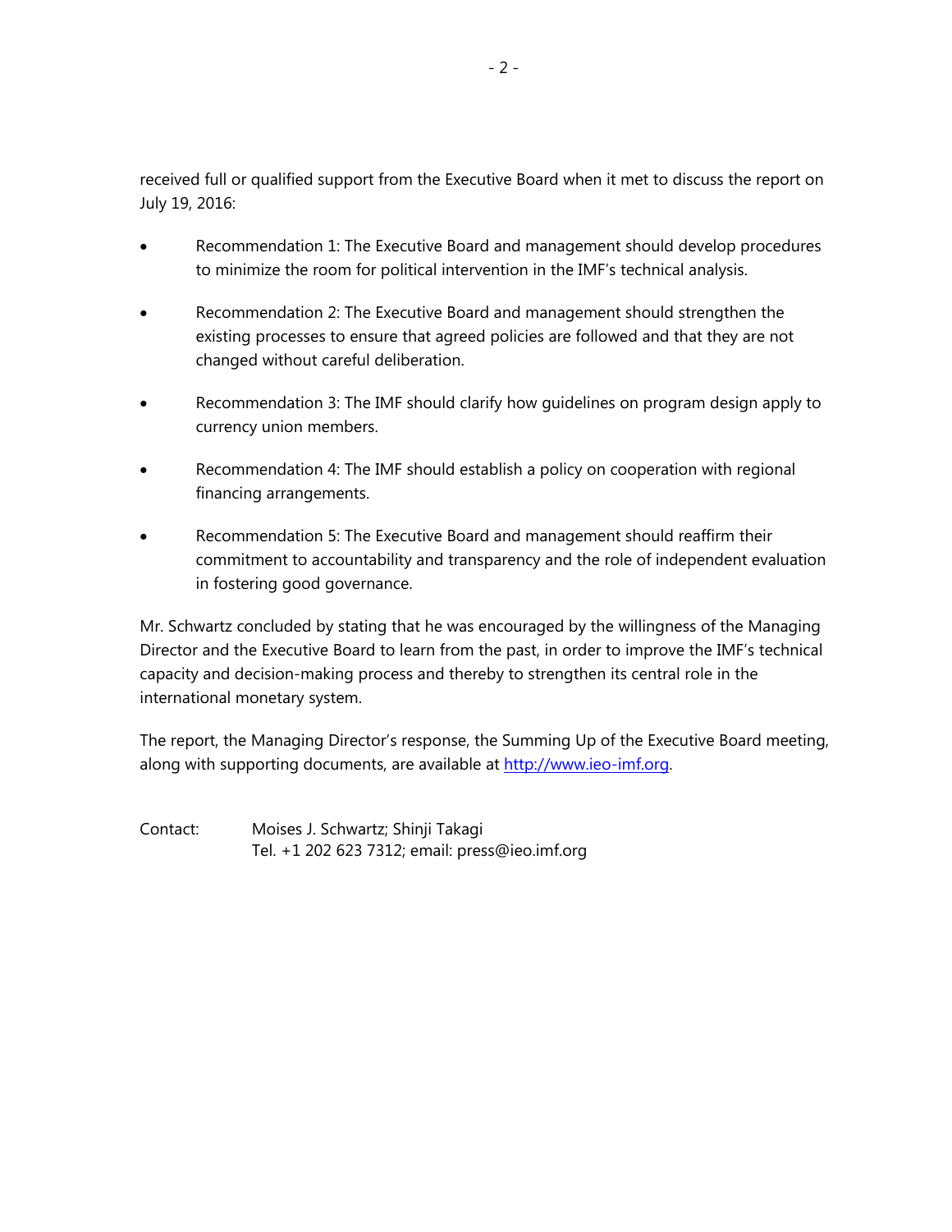received full or qualified support from the Executive Board when it met to discuss the report on July 19, 2016:

- Recommendation 1: The Executive Board and management should develop procedures to minimize the room for political intervention in the IMF's technical analysis.
- Recommendation 2: The Executive Board and management should strengthen the existing processes to ensure that agreed policies are followed and that they are not changed without careful deliberation.
- Recommendation 3: The IMF should clarify how guidelines on program design apply to currency union members.
- Recommendation 4: The IMF should establish a policy on cooperation with regional financing arrangements.
- Recommendation 5: The Executive Board and management should reaffirm their commitment to accountability and transparency and the role of independent evaluation in fostering good governance.

Mr. Schwartz concluded by stating that he was encouraged by the willingness of the Managing Director and the Executive Board to learn from the past, in order to improve the IMF's technical capacity and decision-making process and thereby to strengthen its central role in the international monetary system.

The report, the Managing Director's response, the Summing Up of the Executive Board meeting, along with supporting documents, are available at [http://www.ieo-imf.org](http://www.ieo-imf.org).

Contact: Moises J. Schwartz; Shinji Takagi
Tel. +1 202 623 7312; email: press@ieo.imf.org